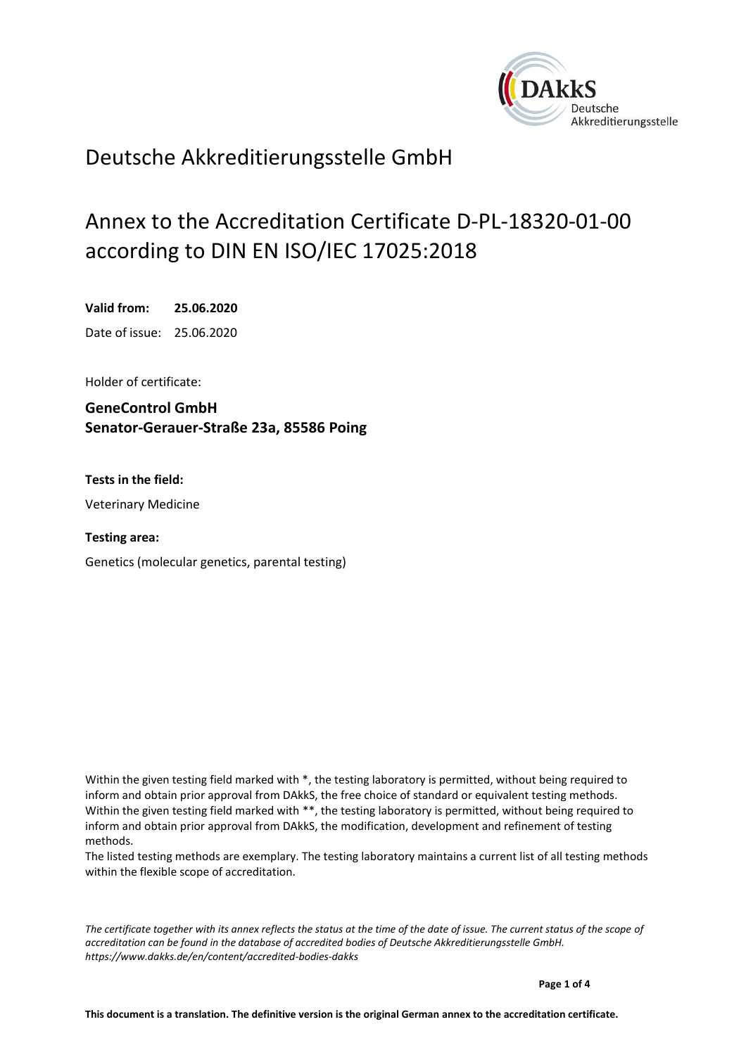# Deutsche Akkreditierungsstelle GmbH

## Annex to the Accreditation Certificate D-PL-18320-01-00 according to DIN EN ISO/IEC 17025:2018

**Valid from:** **25.06.2020**

Date of issue: 25.06.2020

Holder of certificate:

**GeneControl GmbH**
**Senator-Gerauer-Straße 23a, 85586 Poing**

**Tests in the field:**

Veterinary Medicine

**Testing area:**

Genetics (molecular genetics, parental testing)

Within the given testing field marked with *, the testing laboratory is permitted, without being required to inform and obtain prior approval from DAkkS, the free choice of standard or equivalent testing methods. Within the given testing field marked with **, the testing laboratory is permitted, without being required to inform and obtain prior approval from DAkkS, the modification, development and refinement of testing methods.
The listed testing methods are exemplary. The testing laboratory maintains a current list of all testing methods within the flexible scope of accreditation.

*The certificate together with its annex reflects the status at the time of the date of issue. The current status of the scope of accreditation can be found in the database of accredited bodies of Deutsche Akkreditierungsstelle GmbH. https://www.dakks.de/en/content/accredited-bodies-dakks*

**This document is a translation. The definitive version is the original German annex to the accreditation certificate.**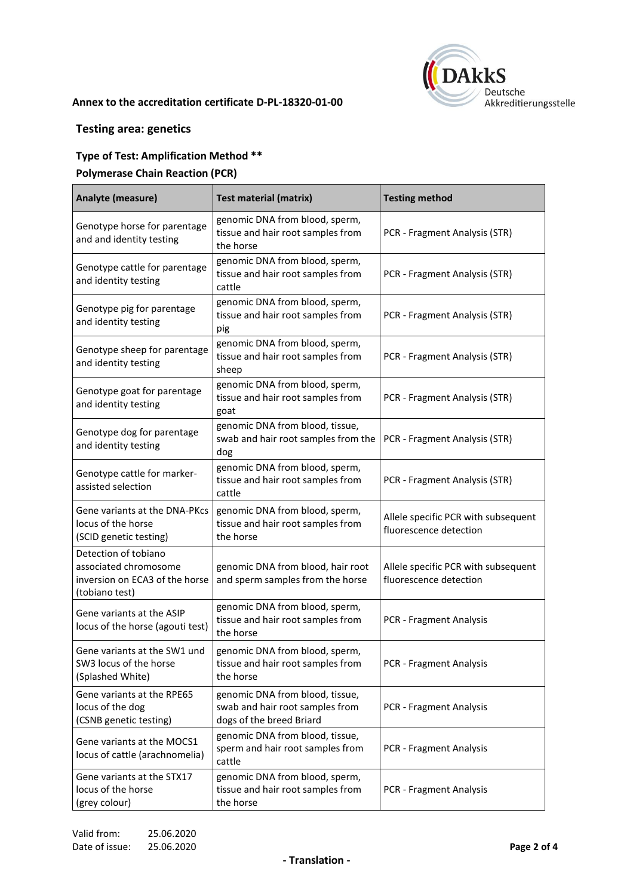**Annex to the accreditation certificate D-PL-18320-01-00**

## Testing area: genetics

### Type of Test: Amplification Method **

### Polymerase Chain Reaction (PCR)

| Analyte (measure) | Test material (matrix) | Testing method |
|---|---|---|
| Genotype horse for parentage and and identity testing | genomic DNA from blood, sperm, tissue and hair root samples from the horse | PCR - Fragment Analysis (STR) |
| Genotype cattle for parentage and identity testing | genomic DNA from blood, sperm, tissue and hair root samples from cattle | PCR - Fragment Analysis (STR) |
| Genotype pig for parentage and identity testing | genomic DNA from blood, sperm, tissue and hair root samples from pig | PCR - Fragment Analysis (STR) |
| Genotype sheep for parentage and identity testing | genomic DNA from blood, sperm, tissue and hair root samples from sheep | PCR - Fragment Analysis (STR) |
| Genotype goat for parentage and identity testing | genomic DNA from blood, sperm, tissue and hair root samples from goat | PCR - Fragment Analysis (STR) |
| Genotype dog for parentage and identity testing | genomic DNA from blood, tissue, swab and hair root samples from the dog | PCR - Fragment Analysis (STR) |
| Genotype cattle for marker-assisted selection | genomic DNA from blood, sperm, tissue and hair root samples from cattle | PCR - Fragment Analysis (STR) |
| Gene variants at the DNA-PKcs locus of the horse (SCID genetic testing) | genomic DNA from blood, sperm, tissue and hair root samples from the horse | Allele specific PCR with subsequent fluorescence detection |
| Detection of tobiano associated chromosome inversion on ECA3 of the horse (tobiano test) | genomic DNA from blood, hair root and sperm samples from the horse | Allele specific PCR with subsequent fluorescence detection |
| Gene variants at the ASIP locus of the horse (agouti test) | genomic DNA from blood, sperm, tissue and hair root samples from the horse | PCR - Fragment Analysis |
| Gene variants at the SW1 und SW3 locus of the horse (Splashed White) | genomic DNA from blood, sperm, tissue and hair root samples from the horse | PCR - Fragment Analysis |
| Gene variants at the RPE65 locus of the dog (CSNB genetic testing) | genomic DNA from blood, tissue, swab and hair root samples from dogs of the breed Briard | PCR - Fragment Analysis |
| Gene variants at the MOCS1 locus of cattle (arachnomelia) | genomic DNA from blood, tissue, sperm and hair root samples from cattle | PCR - Fragment Analysis |
| Gene variants at the STX17 locus of the horse (grey colour) | genomic DNA from blood, sperm, tissue and hair root samples from the horse | PCR - Fragment Analysis |

Valid from: 25.06.2020
Date of issue: 25.06.2020

- Translation -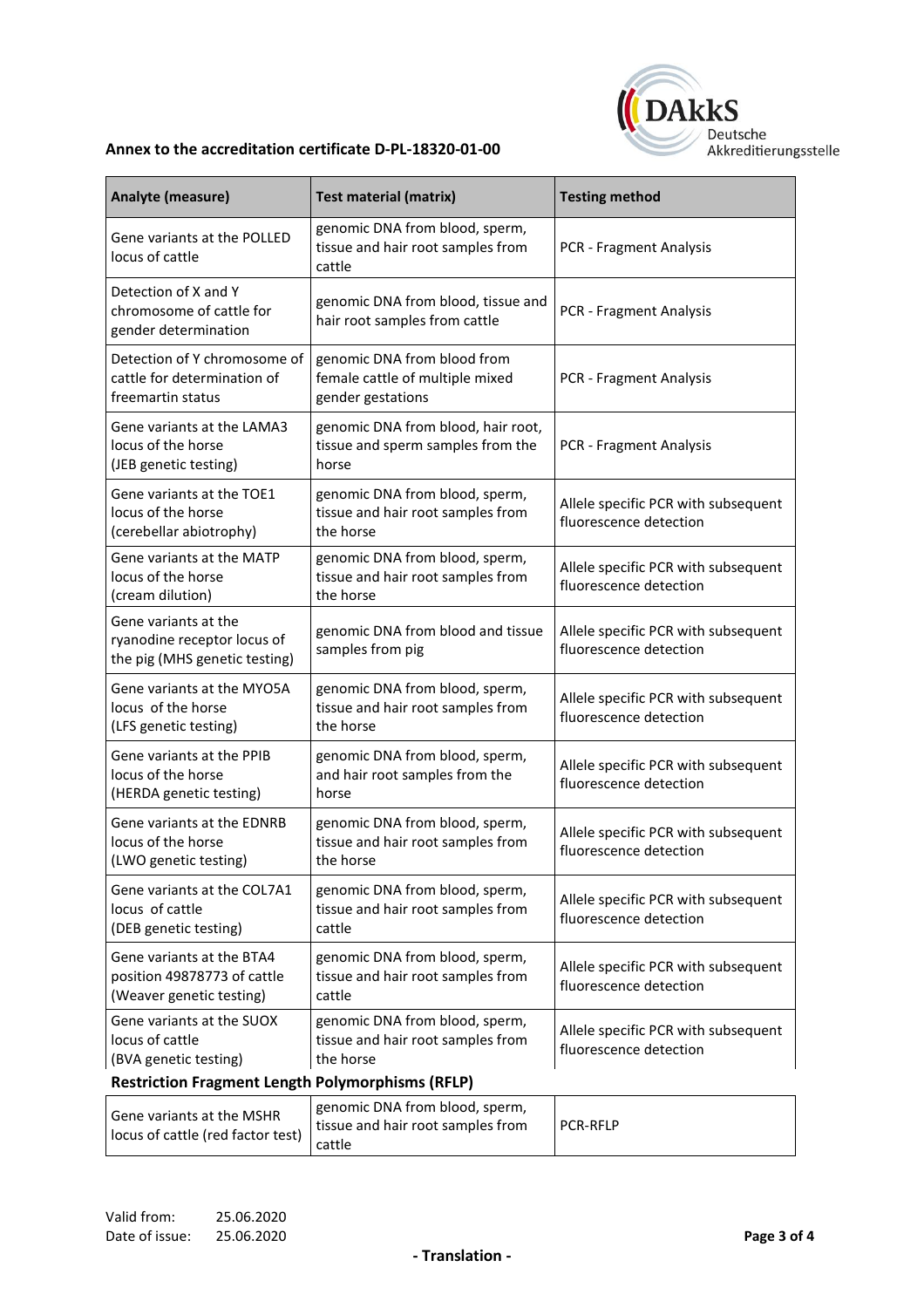**Annex to the accreditation certificate D-PL-18320-01-00**

| Analyte (measure) | Test material (matrix) | Testing method |
|---|---|---|
| Gene variants at the POLLED locus of cattle | genomic DNA from blood, sperm, tissue and hair root samples from cattle | PCR - Fragment Analysis |
| Detection of X and Y chromosome of cattle for gender determination | genomic DNA from blood, tissue and hair root samples from cattle | PCR - Fragment Analysis |
| Detection of Y chromosome of cattle for determination of freemartin status | genomic DNA from blood from female cattle of multiple mixed gender gestations | PCR - Fragment Analysis |
| Gene variants at the LAMA3 locus of the horse (JEB genetic testing) | genomic DNA from blood, hair root, tissue and sperm samples from the horse | PCR - Fragment Analysis |
| Gene variants at the TOE1 locus of the horse (cerebellar abiotrophy) | genomic DNA from blood, sperm, tissue and hair root samples from the horse | Allele specific PCR with subsequent fluorescence detection |
| Gene variants at the MATP locus of the horse (cream dilution) | genomic DNA from blood, sperm, tissue and hair root samples from the horse | Allele specific PCR with subsequent fluorescence detection |
| Gene variants at the ryanodine receptor locus of the pig (MHS genetic testing) | genomic DNA from blood and tissue samples from pig | Allele specific PCR with subsequent fluorescence detection |
| Gene variants at the MYO5A locus of the horse (LFS genetic testing) | genomic DNA from blood, sperm, tissue and hair root samples from the horse | Allele specific PCR with subsequent fluorescence detection |
| Gene variants at the PPIB locus of the horse (HERDA genetic testing) | genomic DNA from blood, sperm, and hair root samples from the horse | Allele specific PCR with subsequent fluorescence detection |
| Gene variants at the EDNRB locus of the horse (LWO genetic testing) | genomic DNA from blood, sperm, tissue and hair root samples from the horse | Allele specific PCR with subsequent fluorescence detection |
| Gene variants at the COL7A1 locus of cattle (DEB genetic testing) | genomic DNA from blood, sperm, tissue and hair root samples from cattle | Allele specific PCR with subsequent fluorescence detection |
| Gene variants at the BTA4 position 49878773 of cattle (Weaver genetic testing) | genomic DNA from blood, sperm, tissue and hair root samples from cattle | Allele specific PCR with subsequent fluorescence detection |
| Gene variants at the SUOX locus of cattle (BVA genetic testing) | genomic DNA from blood, sperm, tissue and hair root samples from the horse | Allele specific PCR with subsequent fluorescence detection |
| **Restriction Fragment Length Polymorphisms (RFLP)** | | |
| Gene variants at the MSHR locus of cattle (red factor test) | genomic DNA from blood, sperm, tissue and hair root samples from cattle | PCR-RFLP |

Valid from: 25.06.2020
Date of issue: 25.06.2020

- Translation -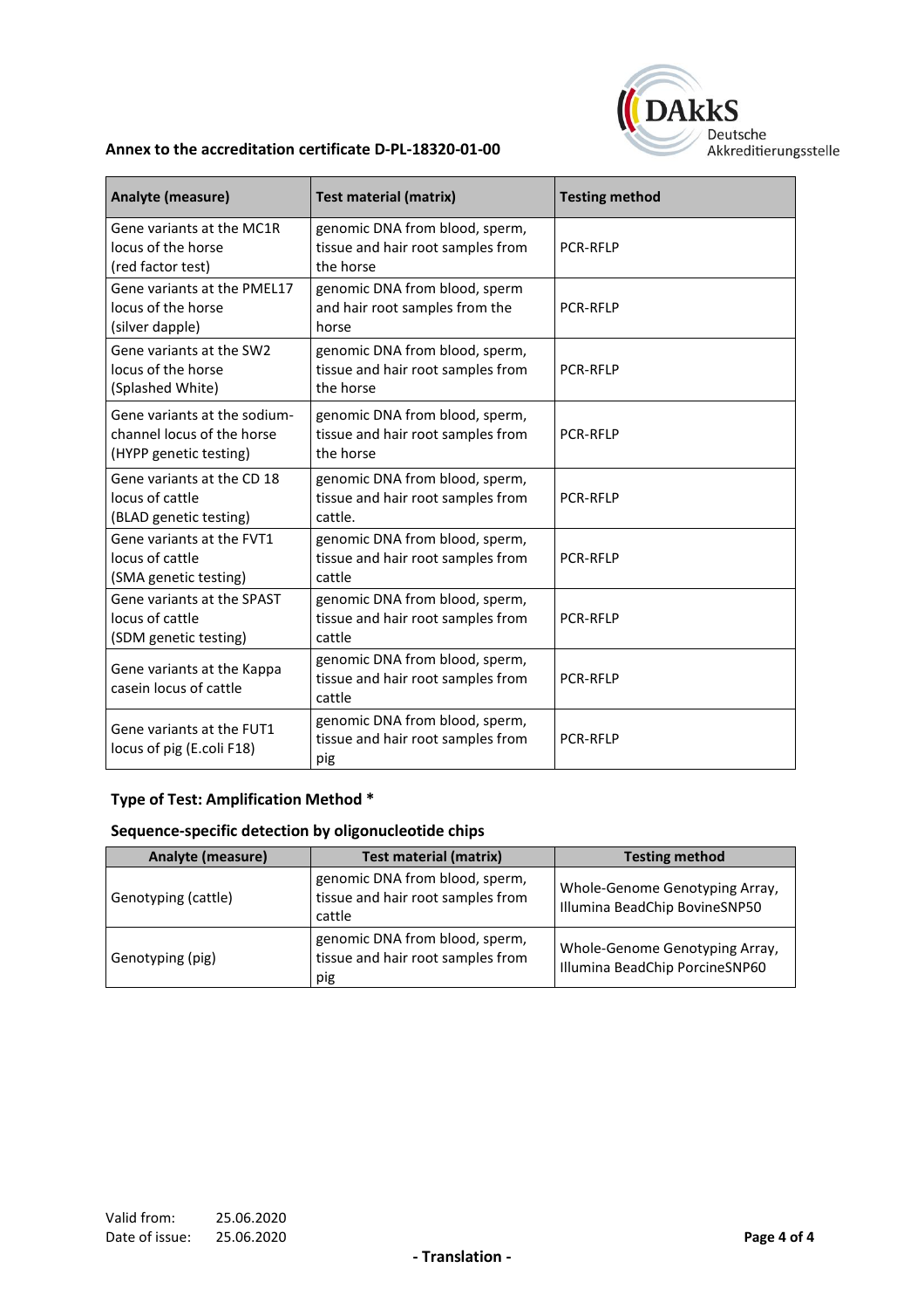**Annex to the accreditation certificate D-PL-18320-01-00**

| Analyte (measure) | Test material (matrix) | Testing method |
|---|---|---|
| Gene variants at the MC1R locus of the horse (red factor test) | genomic DNA from blood, sperm, tissue and hair root samples from the horse | PCR-RFLP |
| Gene variants at the PMEL17 locus of the horse (silver dapple) | genomic DNA from blood, sperm and hair root samples from the horse | PCR-RFLP |
| Gene variants at the SW2 locus of the horse (Splashed White) | genomic DNA from blood, sperm, tissue and hair root samples from the horse | PCR-RFLP |
| Gene variants at the sodium-channel locus of the horse (HYPP genetic testing) | genomic DNA from blood, sperm, tissue and hair root samples from the horse | PCR-RFLP |
| Gene variants at the CD 18 locus of cattle (BLAD genetic testing) | genomic DNA from blood, sperm, tissue and hair root samples from cattle. | PCR-RFLP |
| Gene variants at the FVT1 locus of cattle (SMA genetic testing) | genomic DNA from blood, sperm, tissue and hair root samples from cattle | PCR-RFLP |
| Gene variants at the SPAST locus of cattle (SDM genetic testing) | genomic DNA from blood, sperm, tissue and hair root samples from cattle | PCR-RFLP |
| Gene variants at the Kappa casein locus of cattle | genomic DNA from blood, sperm, tissue and hair root samples from cattle | PCR-RFLP |
| Gene variants at the FUT1 locus of pig (E.coli F18) | genomic DNA from blood, sperm, tissue and hair root samples from pig | PCR-RFLP |

**Type of Test: Amplification Method ***

**Sequence-specific detection by oligonucleotide chips**

| Analyte (measure) | Test material (matrix) | Testing method |
|---|---|---|
| Genotyping (cattle) | genomic DNA from blood, sperm, tissue and hair root samples from cattle | Whole-Genome Genotyping Array, Illumina BeadChip BovineSNP50 |
| Genotyping (pig) | genomic DNA from blood, sperm, tissue and hair root samples from pig | Whole-Genome Genotyping Array, Illumina BeadChip PorcineSNP60 |

Valid from: 25.06.2020
Date of issue: 25.06.2020

- Translation -